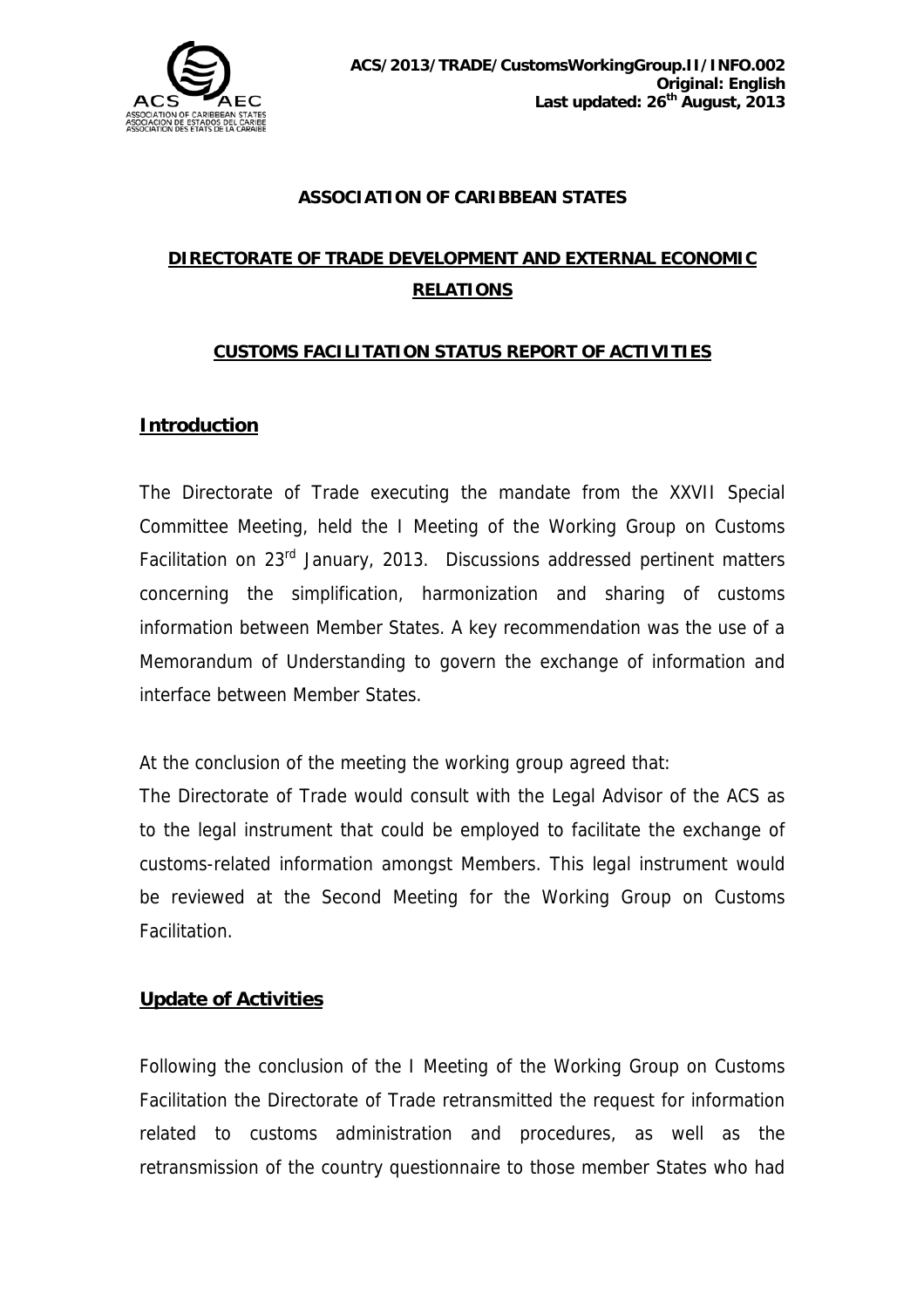**ACS/2013/TRADE/CustomsWorkingGroup.II/INFO.002**
**Original: English**
**Last updated: 26th August, 2013**

**ASSOCIATION OF CARIBBEAN STATES**

**DIRECTORATE OF TRADE DEVELOPMENT AND EXTERNAL ECONOMIC RELATIONS**

**CUSTOMS FACILITATION STATUS REPORT OF ACTIVITIES**

## Introduction

The Directorate of Trade executing the mandate from the XXVII Special Committee Meeting, held the I Meeting of the Working Group on Customs Facilitation on 23rd January, 2013. Discussions addressed pertinent matters concerning the simplification, harmonization and sharing of customs information between Member States. A key recommendation was the use of a Memorandum of Understanding to govern the exchange of information and interface between Member States.

At the conclusion of the meeting the working group agreed that:
The Directorate of Trade would consult with the Legal Advisor of the ACS as to the legal instrument that could be employed to facilitate the exchange of customs-related information amongst Members. This legal instrument would be reviewed at the Second Meeting for the Working Group on Customs Facilitation.

## Update of Activities

Following the conclusion of the I Meeting of the Working Group on Customs Facilitation the Directorate of Trade retransmitted the request for information related to customs administration and procedures, as well as the retransmission of the country questionnaire to those member States who had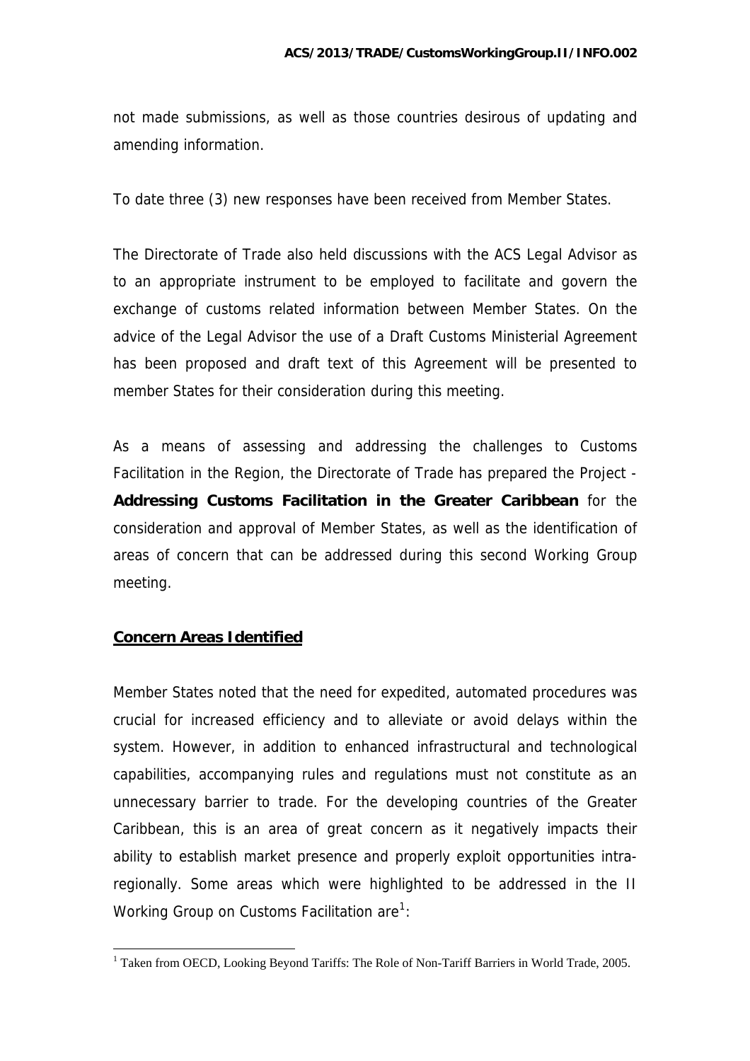not made submissions, as well as those countries desirous of updating and amending information.

To date three (3) new responses have been received from Member States.

The Directorate of Trade also held discussions with the ACS Legal Advisor as to an appropriate instrument to be employed to facilitate and govern the exchange of customs related information between Member States. On the advice of the Legal Advisor the use of a Draft Customs Ministerial Agreement has been proposed and draft text of this Agreement will be presented to member States for their consideration during this meeting.

As a means of assessing and addressing the challenges to Customs Facilitation in the Region, the Directorate of Trade has prepared the Project - **Addressing Customs Facilitation in the Greater Caribbean** for the consideration and approval of Member States, as well as the identification of areas of concern that can be addressed during this second Working Group meeting.

## **Concern Areas Identified**

Member States noted that the need for expedited, automated procedures was crucial for increased efficiency and to alleviate or avoid delays within the system. However, in addition to enhanced infrastructural and technological capabilities, accompanying rules and regulations must not constitute as an unnecessary barrier to trade. For the developing countries of the Greater Caribbean, this is an area of great concern as it negatively impacts their ability to establish market presence and properly exploit opportunities intra-regionally. Some areas which were highlighted to be addressed in the II Working Group on Customs Facilitation are[1]:

[1] Taken from OECD, Looking Beyond Tariffs: The Role of Non-Tariff Barriers in World Trade, 2005.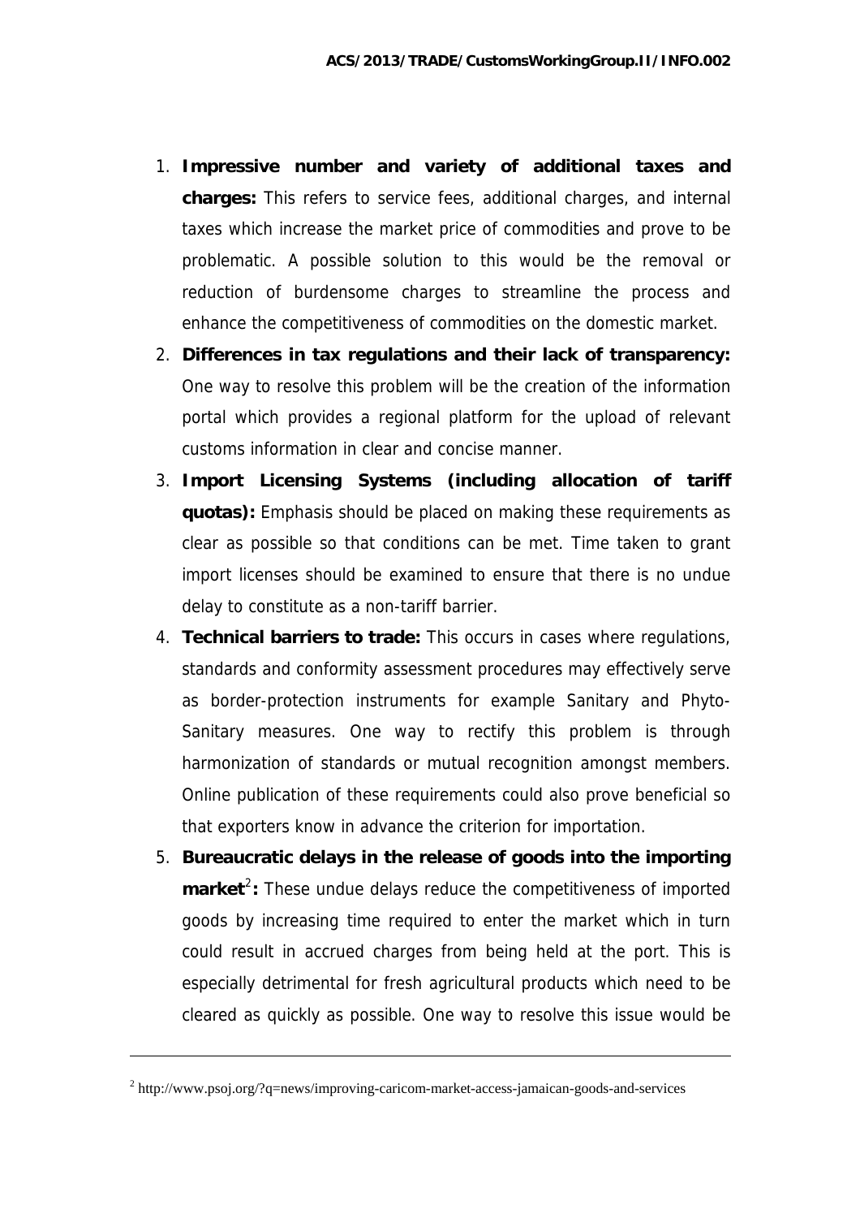1. **Impressive number and variety of additional taxes and charges:** This refers to service fees, additional charges, and internal taxes which increase the market price of commodities and prove to be problematic. A possible solution to this would be the removal or reduction of burdensome charges to streamline the process and enhance the competitiveness of commodities on the domestic market.
2. **Differences in tax regulations and their lack of transparency:** One way to resolve this problem will be the creation of the information portal which provides a regional platform for the upload of relevant customs information in clear and concise manner.
3. **Import Licensing Systems (including allocation of tariff quotas):** Emphasis should be placed on making these requirements as clear as possible so that conditions can be met. Time taken to grant import licenses should be examined to ensure that there is no undue delay to constitute as a non-tariff barrier.
4. **Technical barriers to trade:** This occurs in cases where regulations, standards and conformity assessment procedures may effectively serve as border-protection instruments for example Sanitary and Phyto-Sanitary measures. One way to rectify this problem is through harmonization of standards or mutual recognition amongst members. Online publication of these requirements could also prove beneficial so that exporters know in advance the criterion for importation.
5. **Bureaucratic delays in the release of goods into the importing market[2]:** These undue delays reduce the competitiveness of imported goods by increasing time required to enter the market which in turn could result in accrued charges from being held at the port. This is especially detrimental for fresh agricultural products which need to be cleared as quickly as possible. One way to resolve this issue would be

---

[2] http://www.psoj.org/?q=news/improving-caricom-market-access-jamaican-goods-and-services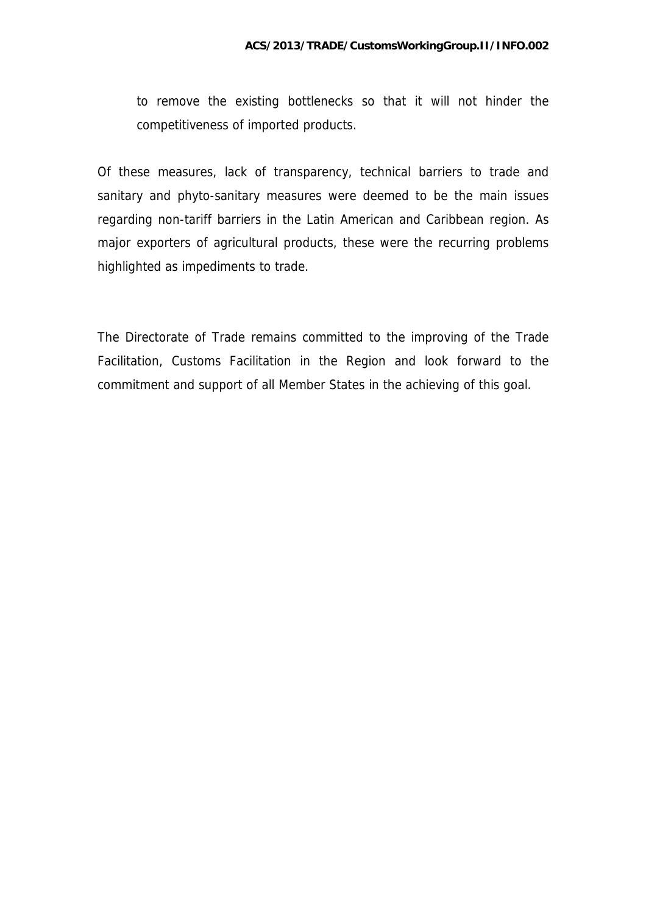to remove the existing bottlenecks so that it will not hinder the competitiveness of imported products.

Of these measures, lack of transparency, technical barriers to trade and sanitary and phyto-sanitary measures were deemed to be the main issues regarding non-tariff barriers in the Latin American and Caribbean region. As major exporters of agricultural products, these were the recurring problems highlighted as impediments to trade.

The Directorate of Trade remains committed to the improving of the Trade Facilitation, Customs Facilitation in the Region and look forward to the commitment and support of all Member States in the achieving of this goal.